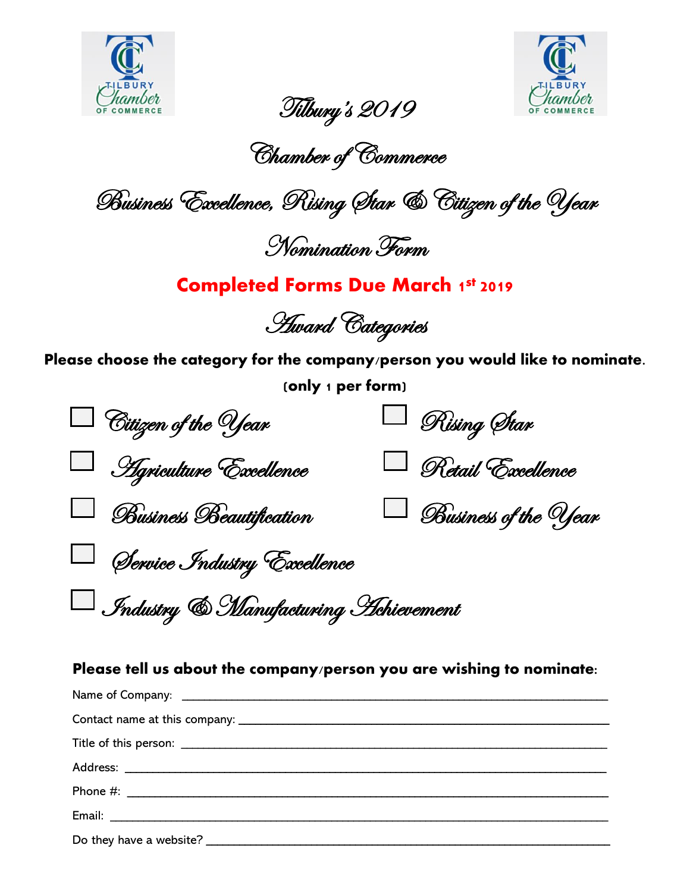# Tilbury's 2019

# Chamber of Commerce

## Business Excellence, Rising Star & Citizen of the Year

## Nomination Form

**Completed Forms Due March 1st 2019**

## Award Categories

**Please choose the category for the company/person you would like to nominate.**

**(only 1 per form)**

- ☐ Citizen of the Year
- ☐ Rising Star
- ☐ Agriculture Excellence
- ☐ Retail Excellence
- ☐ Business Beautification
- ☐ Business of the Year
- ☐ Service Industry Excellence
- ☐ Industry & Manufacturing Achievement

**Please tell us about the company/person you are wishing to nominate:**

Name of Company: ___________________________________________

Contact name at this company: ___________________________________________

Title of this person: ___________________________________________

Address: ___________________________________________

Phone #: ___________________________________________

Email: ___________________________________________

Do they have a website? ___________________________________________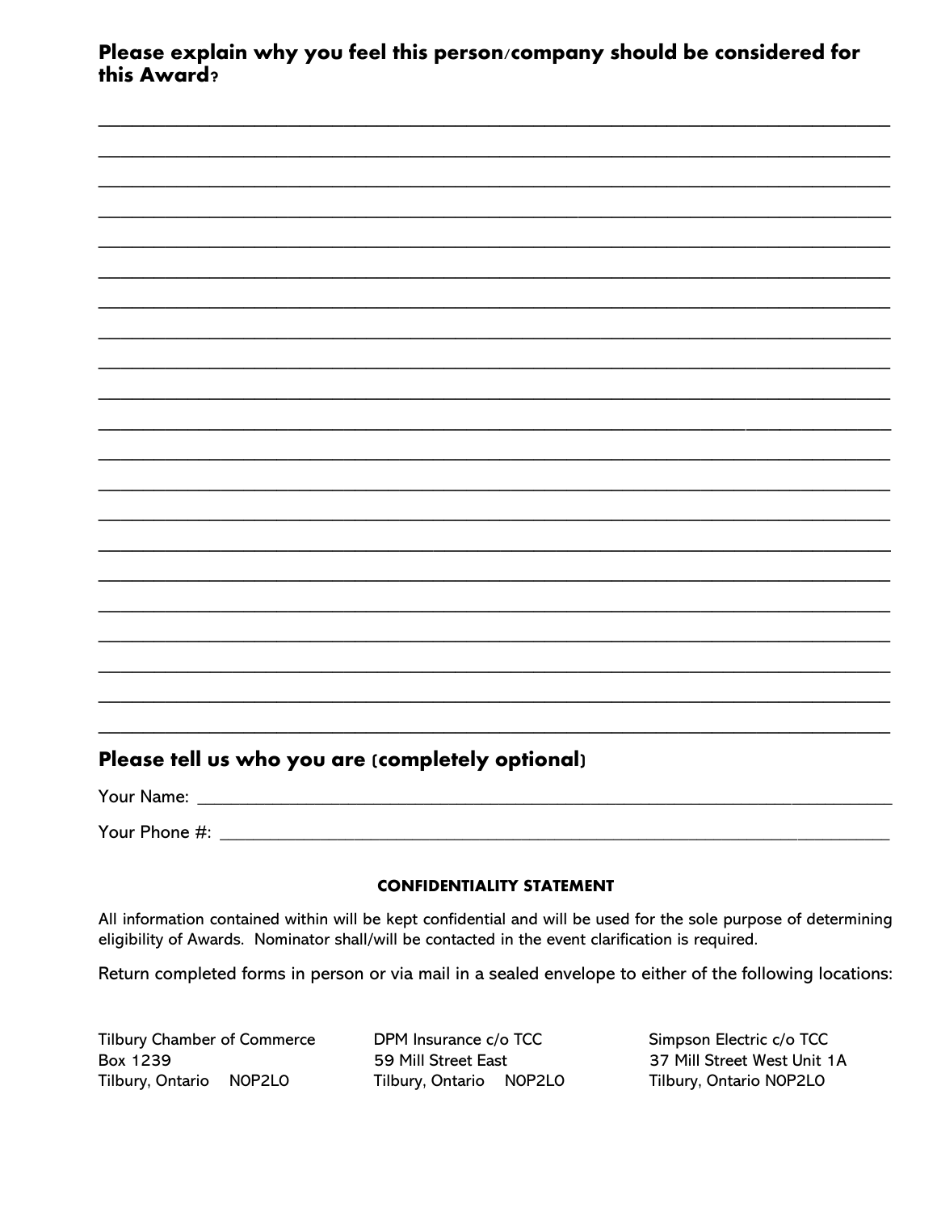## Please explain why you feel this person/company should be considered for this Award?

________________________________________________________________________________

________________________________________________________________________________

________________________________________________________________________________

________________________________________________________________________________

________________________________________________________________________________

________________________________________________________________________________

________________________________________________________________________________

________________________________________________________________________________

________________________________________________________________________________

________________________________________________________________________________

________________________________________________________________________________

________________________________________________________________________________

________________________________________________________________________________

________________________________________________________________________________

________________________________________________________________________________

________________________________________________________________________________

________________________________________________________________________________

________________________________________________________________________________

________________________________________________________________________________

________________________________________________________________________________

________________________________________________________________________________

## Please tell us who you are (completely optional)

Your Name: ______________________________________________________________________

Your Phone #: ____________________________________________________________________

**CONFIDENTIALITY STATEMENT**

All information contained within will be kept confidential and will be used for the sole purpose of determining eligibility of Awards. Nominator shall/will be contacted in the event clarification is required.

Return completed forms in person or via mail in a sealed envelope to either of the following locations:

Tilbury Chamber of Commerce
Box 1239
Tilbury, Ontario N0P2L0

DPM Insurance c/o TCC
59 Mill Street East
Tilbury, Ontario N0P2L0

Simpson Electric c/o TCC
37 Mill Street West Unit 1A
Tilbury, Ontario N0P2L0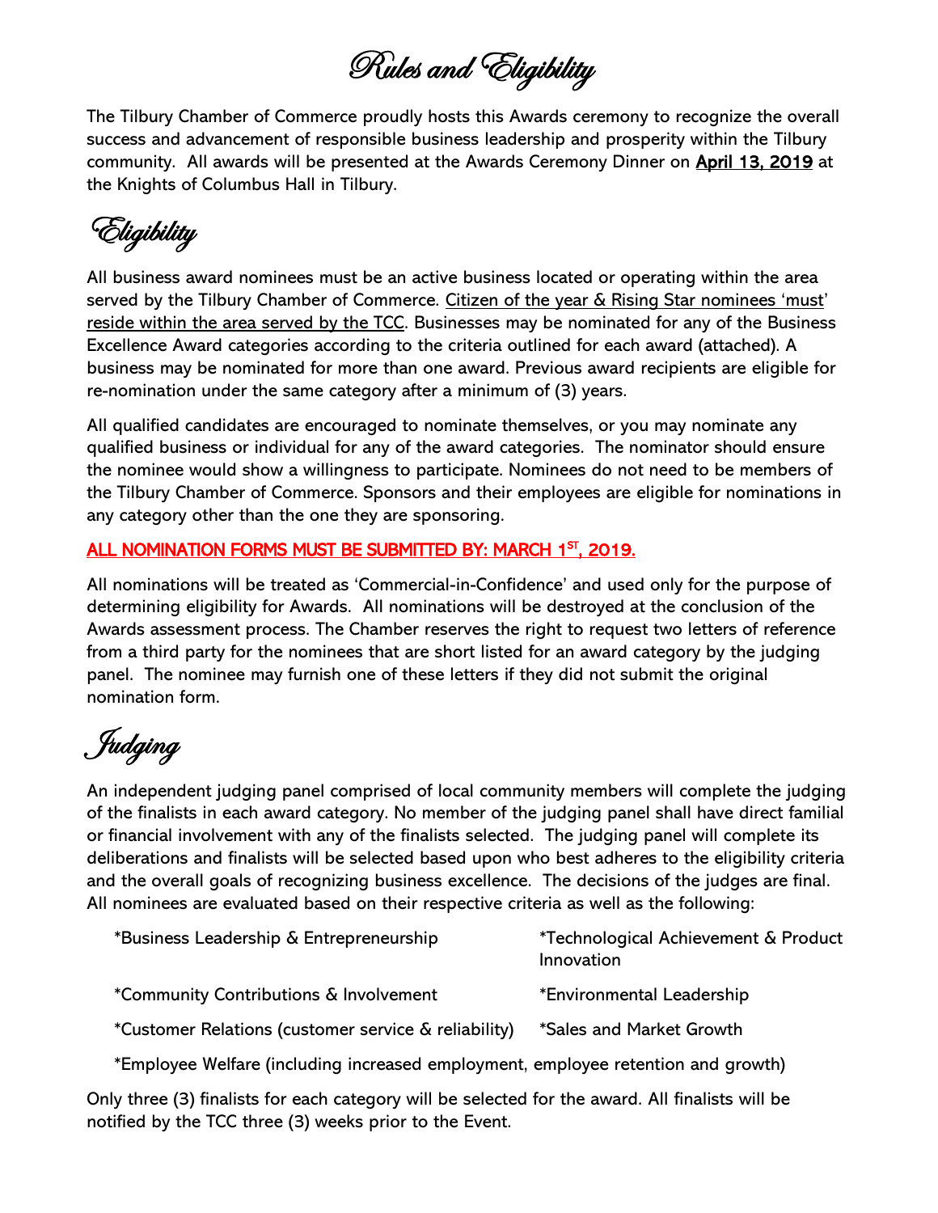# Rules and Eligibility

The Tilbury Chamber of Commerce proudly hosts this Awards ceremony to recognize the overall success and advancement of responsible business leadership and prosperity within the Tilbury community. All awards will be presented at the Awards Ceremony Dinner on **April 13, 2019** at the Knights of Columbus Hall in Tilbury.

## Eligibility

All business award nominees must be an active business located or operating within the area served by the Tilbury Chamber of Commerce. Citizen of the year & Rising Star nominees 'must' reside within the area served by the TCC. Businesses may be nominated for any of the Business Excellence Award categories according to the criteria outlined for each award (attached). A business may be nominated for more than one award. Previous award recipients are eligible for re-nomination under the same category after a minimum of (3) years.

All qualified candidates are encouraged to nominate themselves, or you may nominate any qualified business or individual for any of the award categories. The nominator should ensure the nominee would show a willingness to participate. Nominees do not need to be members of the Tilbury Chamber of Commerce. Sponsors and their employees are eligible for nominations in any category other than the one they are sponsoring.

**ALL NOMINATION FORMS MUST BE SUBMITTED BY: MARCH 1ST, 2019.**

All nominations will be treated as 'Commercial-in-Confidence' and used only for the purpose of determining eligibility for Awards. All nominations will be destroyed at the conclusion of the Awards assessment process. The Chamber reserves the right to request two letters of reference from a third party for the nominees that are short listed for an award category by the judging panel. The nominee may furnish one of these letters if they did not submit the original nomination form.

## Judging

An independent judging panel comprised of local community members will complete the judging of the finalists in each award category. No member of the judging panel shall have direct familial or financial involvement with any of the finalists selected. The judging panel will complete its deliberations and finalists will be selected based upon who best adheres to the eligibility criteria and the overall goals of recognizing business excellence. The decisions of the judges are final. All nominees are evaluated based on their respective criteria as well as the following:

- *Business Leadership & Entrepreneurship
- *Technological Achievement & Product Innovation
- *Community Contributions & Involvement
- *Environmental Leadership
- *Customer Relations (customer service & reliability)
- *Sales and Market Growth
- *Employee Welfare (including increased employment, employee retention and growth)

Only three (3) finalists for each category will be selected for the award. All finalists will be notified by the TCC three (3) weeks prior to the Event.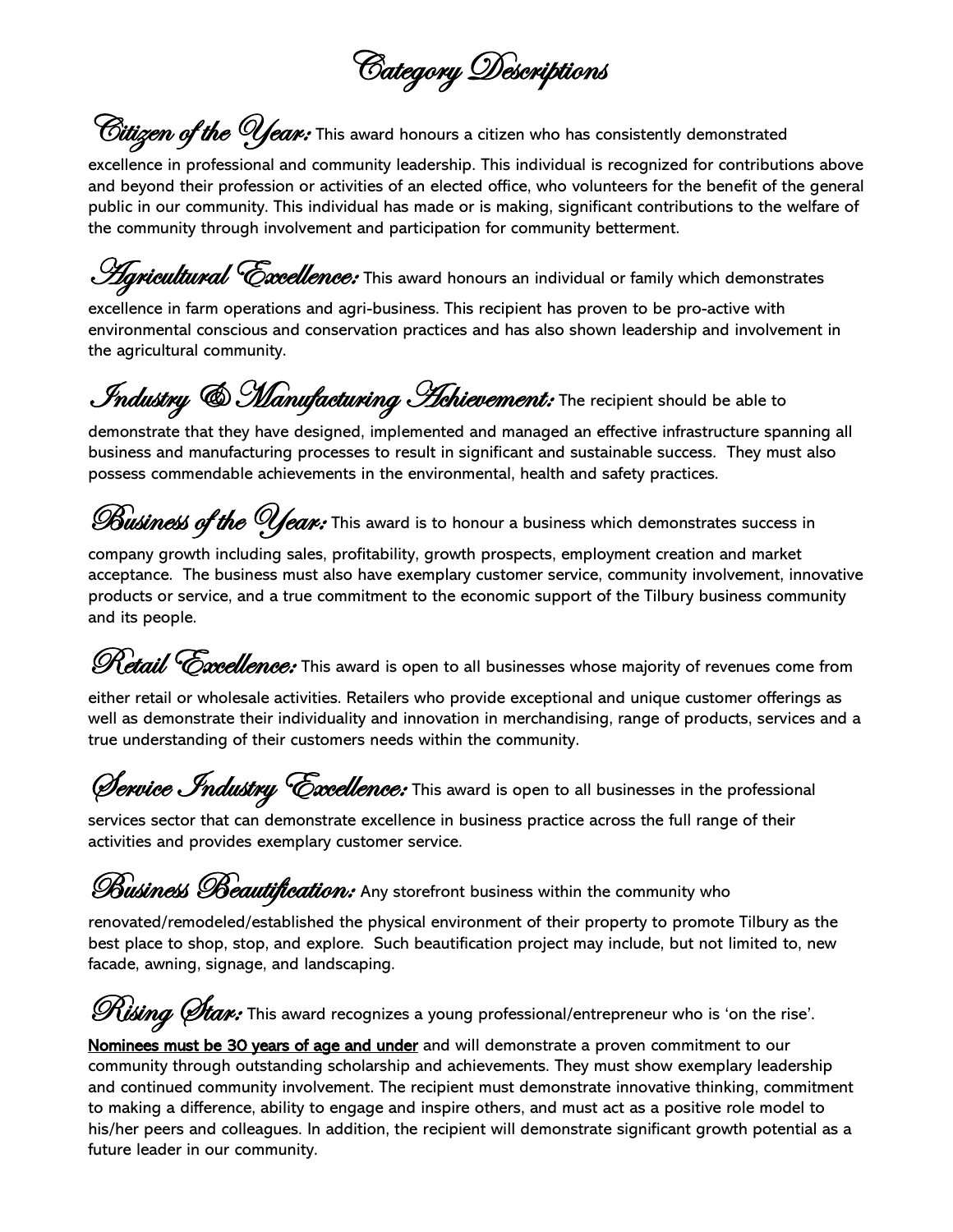# Category Descriptions

**Citizen of the Year:** This award honours a citizen who has consistently demonstrated excellence in professional and community leadership. This individual is recognized for contributions above and beyond their profession or activities of an elected office, who volunteers for the benefit of the general public in our community. This individual has made or is making, significant contributions to the welfare of the community through involvement and participation for community betterment.

**Agricultural Excellence:** This award honours an individual or family which demonstrates excellence in farm operations and agri-business. This recipient has proven to be pro-active with environmental conscious and conservation practices and has also shown leadership and involvement in the agricultural community.

**Industry & Manufacturing Achievement:** The recipient should be able to demonstrate that they have designed, implemented and managed an effective infrastructure spanning all business and manufacturing processes to result in significant and sustainable success. They must also possess commendable achievements in the environmental, health and safety practices.

**Business of the Year:** This award is to honour a business which demonstrates success in company growth including sales, profitability, growth prospects, employment creation and market acceptance. The business must also have exemplary customer service, community involvement, innovative products or service, and a true commitment to the economic support of the Tilbury business community and its people.

**Retail Excellence:** This award is open to all businesses whose majority of revenues come from either retail or wholesale activities. Retailers who provide exceptional and unique customer offerings as well as demonstrate their individuality and innovation in merchandising, range of products, services and a true understanding of their customers needs within the community.

**Service Industry Excellence:** This award is open to all businesses in the professional services sector that can demonstrate excellence in business practice across the full range of their activities and provides exemplary customer service.

**Business Beautification:** Any storefront business within the community who renovated/remodeled/established the physical environment of their property to promote Tilbury as the best place to shop, stop, and explore. Such beautification project may include, but not limited to, new facade, awning, signage, and landscaping.

**Rising Star:** This award recognizes a young professional/entrepreneur who is 'on the rise'. Nominees must be 30 years of age and under and will demonstrate a proven commitment to our community through outstanding scholarship and achievements. They must show exemplary leadership and continued community involvement. The recipient must demonstrate innovative thinking, commitment to making a difference, ability to engage and inspire others, and must act as a positive role model to his/her peers and colleagues. In addition, the recipient will demonstrate significant growth potential as a future leader in our community.